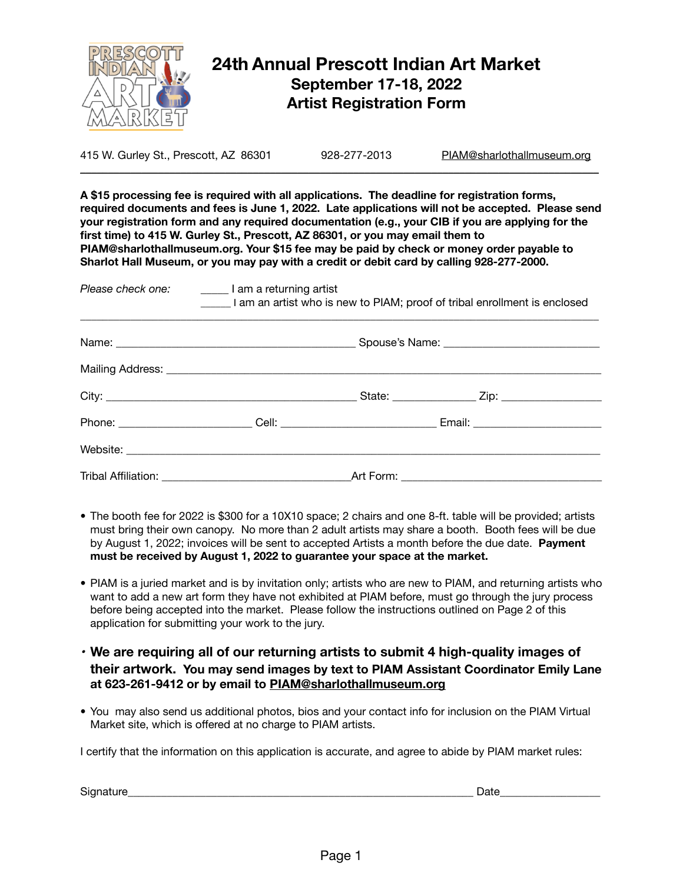# 24th Annual Prescott Indian Art Market

## September 17-18, 2022

## Artist Registration Form

415 W. Gurley St., Prescott, AZ 86301 | 928-277-2013 | PIAM@sharlothallmuseum.org

---

**A $15 processing fee is required with all applications. The deadline for registration forms, required documents and fees is June 1, 2022. Late applications will not be accepted. Please send your registration form and any required documentation (e.g., your CIB if you are applying for the first time) to 415 W. Gurley St., Prescott, AZ 86301, or you may email them to PIAM@sharlothallmuseum.org. Your $15 fee may be paid by check or money order payable to Sharlot Hall Museum, or you may pay with a credit or debit card by calling 928-277-2000.**

*Please check one:* _____ I am a returning artist
_____ I am an artist who is new to PIAM; proof of tribal enrollment is enclosed

---

Name: ________________________________________ Spouse's Name: __________________________

Mailing Address: __________________________________________________________________________

City: __________________________________________ State: ______________ Zip: _________________

Phone: ______________________ Cell: _________________________ Email: _____________________

Website: _________________________________________________________________________________

Tribal Affiliation: _______________________________ Art Form: ___________________________________

- The booth fee for 2022 is $300 for a 10X10 space; 2 chairs and one 8-ft. table will be provided; artists must bring their own canopy. No more than 2 adult artists may share a booth. Booth fees will be due by August 1, 2022; invoices will be sent to accepted Artists a month before the due date. **Payment must be received by August 1, 2022 to guarantee your space at the market.**
- PIAM is a juried market and is by invitation only; artists who are new to PIAM, and returning artists who want to add a new art form they have not exhibited at PIAM before, must go through the jury process before being accepted into the market. Please follow the instructions outlined on Page 2 of this application for submitting your work to the jury.
- **We are requiring all of our returning artists to submit 4 high-quality images of their artwork. You may send images by text to PIAM Assistant Coordinator Emily Lane at 623-261-9412 or by email to PIAM@sharlothallmuseum.org**
- You may also send us additional photos, bios and your contact info for inclusion on the PIAM Virtual Market site, which is offered at no charge to PIAM artists.

I certify that the information on this application is accurate, and agree to abide by PIAM market rules:

Signature__________________________________________________________ Date________________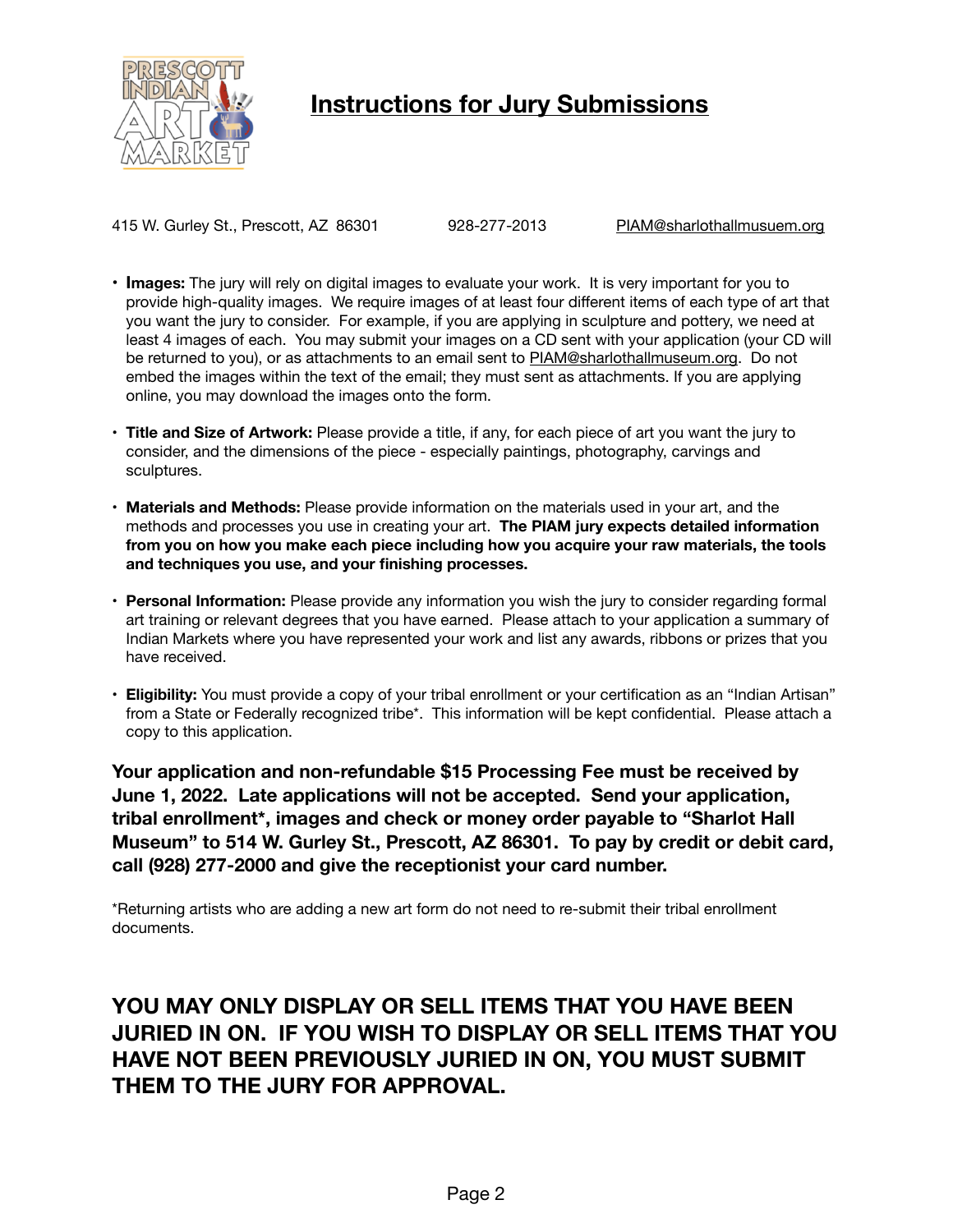# Instructions for Jury Submissions

415 W. Gurley St., Prescott, AZ 86301 928-277-2013 PIAM@sharlothallmusuem.org

- **Images:** The jury will rely on digital images to evaluate your work. It is very important for you to provide high-quality images. We require images of at least four different items of each type of art that you want the jury to consider. For example, if you are applying in sculpture and pottery, we need at least 4 images of each. You may submit your images on a CD sent with your application (your CD will be returned to you), or as attachments to an email sent to PIAM@sharlothallmuseum.org. Do not embed the images within the text of the email; they must sent as attachments. If you are applying online, you may download the images onto the form.
- **Title and Size of Artwork:** Please provide a title, if any, for each piece of art you want the jury to consider, and the dimensions of the piece - especially paintings, photography, carvings and sculptures.
- **Materials and Methods:** Please provide information on the materials used in your art, and the methods and processes you use in creating your art. **The PIAM jury expects detailed information from you on how you make each piece including how you acquire your raw materials, the tools and techniques you use, and your finishing processes.**
- **Personal Information:** Please provide any information you wish the jury to consider regarding formal art training or relevant degrees that you have earned. Please attach to your application a summary of Indian Markets where you have represented your work and list any awards, ribbons or prizes that you have received.
- **Eligibility:** You must provide a copy of your tribal enrollment or your certification as an "Indian Artisan" from a State or Federally recognized tribe*. This information will be kept confidential. Please attach a copy to this application.

**Your application and non-refundable $15 Processing Fee must be received by June 1, 2022. Late applications will not be accepted. Send your application, tribal enrollment*, images and check or money order payable to "Sharlot Hall Museum" to 514 W. Gurley St., Prescott, AZ 86301. To pay by credit or debit card, call (928) 277-2000 and give the receptionist your card number.**

*Returning artists who are adding a new art form do not need to re-submit their tribal enrollment documents.

**YOU MAY ONLY DISPLAY OR SELL ITEMS THAT YOU HAVE BEEN JURIED IN ON. IF YOU WISH TO DISPLAY OR SELL ITEMS THAT YOU HAVE NOT BEEN PREVIOUSLY JURIED IN ON, YOU MUST SUBMIT THEM TO THE JURY FOR APPROVAL.**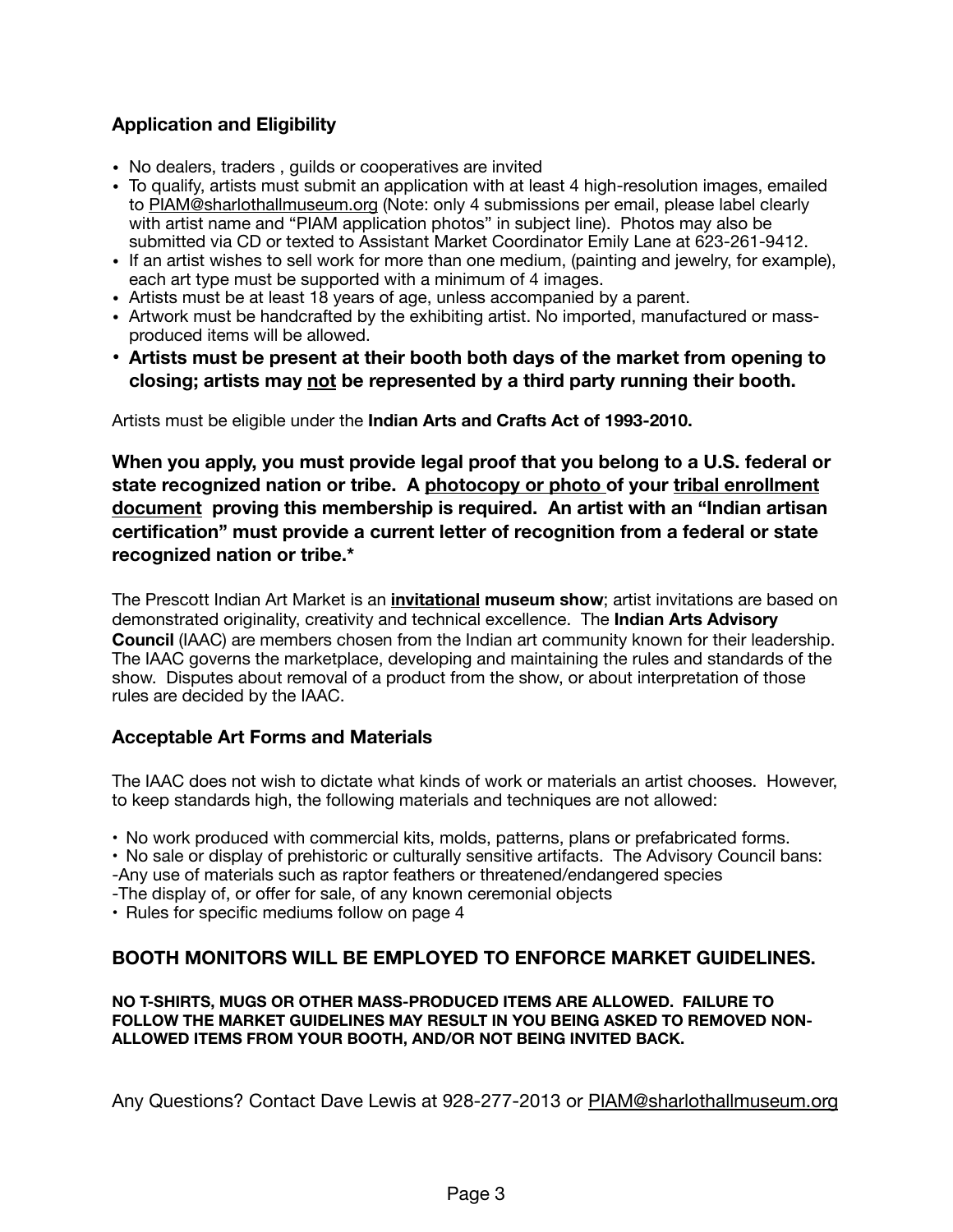## Application and Eligibility

- No dealers, traders , guilds or cooperatives are invited
- To qualify, artists must submit an application with at least 4 high-resolution images, emailed to PIAM@sharlothallmuseum.org (Note: only 4 submissions per email, please label clearly with artist name and "PIAM application photos" in subject line). Photos may also be submitted via CD or texted to Assistant Market Coordinator Emily Lane at 623-261-9412.
- If an artist wishes to sell work for more than one medium, (painting and jewelry, for example), each art type must be supported with a minimum of 4 images.
- Artists must be at least 18 years of age, unless accompanied by a parent.
- Artwork must be handcrafted by the exhibiting artist. No imported, manufactured or mass-produced items will be allowed.
- **Artists must be present at their booth both days of the market from opening to closing; artists may <u>not</u> be represented by a third party running their booth.**

Artists must be eligible under the **Indian Arts and Crafts Act of 1993-2010.**

**When you apply, you must provide legal proof that you belong to a U.S. federal or state recognized nation or tribe. A <u>photocopy or photo</u> of your <u>tribal enrollment document</u> proving this membership is required. An artist with an "Indian artisan certification" must provide a current letter of recognition from a federal or state recognized nation or tribe.***

The Prescott Indian Art Market is an **<u>invitational</u> museum show**; artist invitations are based on demonstrated originality, creativity and technical excellence. The **Indian Arts Advisory Council** (IAAC) are members chosen from the Indian art community known for their leadership. The IAAC governs the marketplace, developing and maintaining the rules and standards of the show. Disputes about removal of a product from the show, or about interpretation of those rules are decided by the IAAC.

## Acceptable Art Forms and Materials

The IAAC does not wish to dictate what kinds of work or materials an artist chooses. However, to keep standards high, the following materials and techniques are not allowed:

- No work produced with commercial kits, molds, patterns, plans or prefabricated forms.
- No sale or display of prehistoric or culturally sensitive artifacts. The Advisory Council bans:
  - Any use of materials such as raptor feathers or threatened/endangered species
  - The display of, or offer for sale, of any known ceremonial objects
- Rules for specific mediums follow on page 4

## BOOTH MONITORS WILL BE EMPLOYED TO ENFORCE MARKET GUIDELINES.

**NO T-SHIRTS, MUGS OR OTHER MASS-PRODUCED ITEMS ARE ALLOWED. FAILURE TO FOLLOW THE MARKET GUIDELINES MAY RESULT IN YOU BEING ASKED TO REMOVED NON-ALLOWED ITEMS FROM YOUR BOOTH, AND/OR NOT BEING INVITED BACK.**

Any Questions? Contact Dave Lewis at 928-277-2013 or PIAM@sharlothallmuseum.org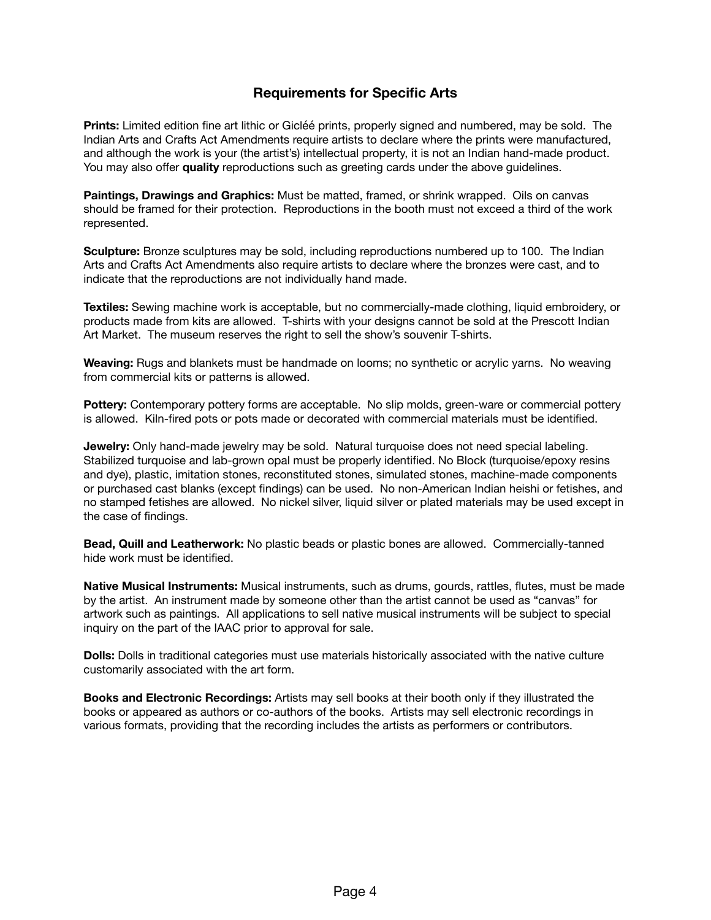## Requirements for Specific Arts

**Prints:** Limited edition fine art lithic or Gicléé prints, properly signed and numbered, may be sold. The Indian Arts and Crafts Act Amendments require artists to declare where the prints were manufactured, and although the work is your (the artist's) intellectual property, it is not an Indian hand-made product. You may also offer **quality** reproductions such as greeting cards under the above guidelines.

**Paintings, Drawings and Graphics:** Must be matted, framed, or shrink wrapped. Oils on canvas should be framed for their protection. Reproductions in the booth must not exceed a third of the work represented.

**Sculpture:** Bronze sculptures may be sold, including reproductions numbered up to 100. The Indian Arts and Crafts Act Amendments also require artists to declare where the bronzes were cast, and to indicate that the reproductions are not individually hand made.

**Textiles:** Sewing machine work is acceptable, but no commercially-made clothing, liquid embroidery, or products made from kits are allowed. T-shirts with your designs cannot be sold at the Prescott Indian Art Market. The museum reserves the right to sell the show's souvenir T-shirts.

**Weaving:** Rugs and blankets must be handmade on looms; no synthetic or acrylic yarns. No weaving from commercial kits or patterns is allowed.

**Pottery:** Contemporary pottery forms are acceptable. No slip molds, green-ware or commercial pottery is allowed. Kiln-fired pots or pots made or decorated with commercial materials must be identified.

**Jewelry:** Only hand-made jewelry may be sold. Natural turquoise does not need special labeling. Stabilized turquoise and lab-grown opal must be properly identified. No Block (turquoise/epoxy resins and dye), plastic, imitation stones, reconstituted stones, simulated stones, machine-made components or purchased cast blanks (except findings) can be used. No non-American Indian heishi or fetishes, and no stamped fetishes are allowed. No nickel silver, liquid silver or plated materials may be used except in the case of findings.

**Bead, Quill and Leatherwork:** No plastic beads or plastic bones are allowed. Commercially-tanned hide work must be identified.

**Native Musical Instruments:** Musical instruments, such as drums, gourds, rattles, flutes, must be made by the artist. An instrument made by someone other than the artist cannot be used as "canvas" for artwork such as paintings. All applications to sell native musical instruments will be subject to special inquiry on the part of the IAAC prior to approval for sale.

**Dolls:** Dolls in traditional categories must use materials historically associated with the native culture customarily associated with the art form.

**Books and Electronic Recordings:** Artists may sell books at their booth only if they illustrated the books or appeared as authors or co-authors of the books. Artists may sell electronic recordings in various formats, providing that the recording includes the artists as performers or contributors.